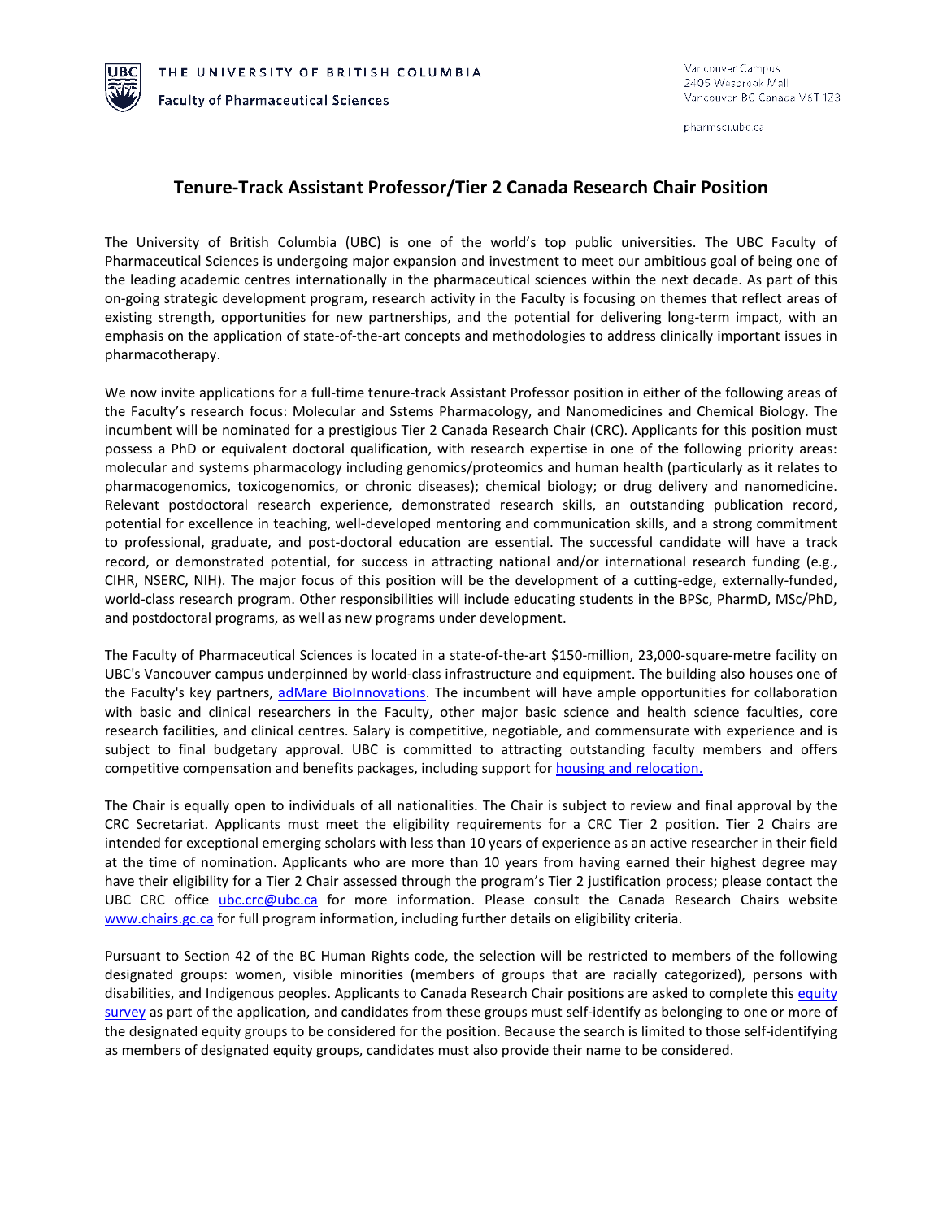THE UNIVERSITY OF BRITISH COLUMBIA

Faculty of Pharmaceutical Sciences

Vancouver Campus
2405 Wesbrook Mall
Vancouver, BC Canada V6T 1Z3

pharmsci.ubc.ca

# Tenure-Track Assistant Professor/Tier 2 Canada Research Chair Position

The University of British Columbia (UBC) is one of the world's top public universities. The UBC Faculty of Pharmaceutical Sciences is undergoing major expansion and investment to meet our ambitious goal of being one of the leading academic centres internationally in the pharmaceutical sciences within the next decade. As part of this on-going strategic development program, research activity in the Faculty is focusing on themes that reflect areas of existing strength, opportunities for new partnerships, and the potential for delivering long-term impact, with an emphasis on the application of state-of-the-art concepts and methodologies to address clinically important issues in pharmacotherapy.

We now invite applications for a full-time tenure-track Assistant Professor position in either of the following areas of the Faculty's research focus: Molecular and Sstems Pharmacology, and Nanomedicines and Chemical Biology. The incumbent will be nominated for a prestigious Tier 2 Canada Research Chair (CRC). Applicants for this position must possess a PhD or equivalent doctoral qualification, with research expertise in one of the following priority areas: molecular and systems pharmacology including genomics/proteomics and human health (particularly as it relates to pharmacogenomics, toxicogenomics, or chronic diseases); chemical biology; or drug delivery and nanomedicine. Relevant postdoctoral research experience, demonstrated research skills, an outstanding publication record, potential for excellence in teaching, well-developed mentoring and communication skills, and a strong commitment to professional, graduate, and post-doctoral education are essential. The successful candidate will have a track record, or demonstrated potential, for success in attracting national and/or international research funding (e.g., CIHR, NSERC, NIH). The major focus of this position will be the development of a cutting-edge, externally-funded, world-class research program. Other responsibilities will include educating students in the BPSc, PharmD, MSc/PhD, and postdoctoral programs, as well as new programs under development.

The Faculty of Pharmaceutical Sciences is located in a state-of-the-art $150-million, 23,000-square-metre facility on UBC's Vancouver campus underpinned by world-class infrastructure and equipment. The building also houses one of the Faculty's key partners, adMare BioInnovations. The incumbent will have ample opportunities for collaboration with basic and clinical researchers in the Faculty, other major basic science and health science faculties, core research facilities, and clinical centres. Salary is competitive, negotiable, and commensurate with experience and is subject to final budgetary approval. UBC is committed to attracting outstanding faculty members and offers competitive compensation and benefits packages, including support for housing and relocation.

The Chair is equally open to individuals of all nationalities. The Chair is subject to review and final approval by the CRC Secretariat. Applicants must meet the eligibility requirements for a CRC Tier 2 position. Tier 2 Chairs are intended for exceptional emerging scholars with less than 10 years of experience as an active researcher in their field at the time of nomination. Applicants who are more than 10 years from having earned their highest degree may have their eligibility for a Tier 2 Chair assessed through the program's Tier 2 justification process; please contact the UBC CRC office ubc.crc@ubc.ca for more information. Please consult the Canada Research Chairs website www.chairs.gc.ca for full program information, including further details on eligibility criteria.

Pursuant to Section 42 of the BC Human Rights code, the selection will be restricted to members of the following designated groups: women, visible minorities (members of groups that are racially categorized), persons with disabilities, and Indigenous peoples. Applicants to Canada Research Chair positions are asked to complete this equity survey as part of the application, and candidates from these groups must self-identify as belonging to one or more of the designated equity groups to be considered for the position. Because the search is limited to those self-identifying as members of designated equity groups, candidates must also provide their name to be considered.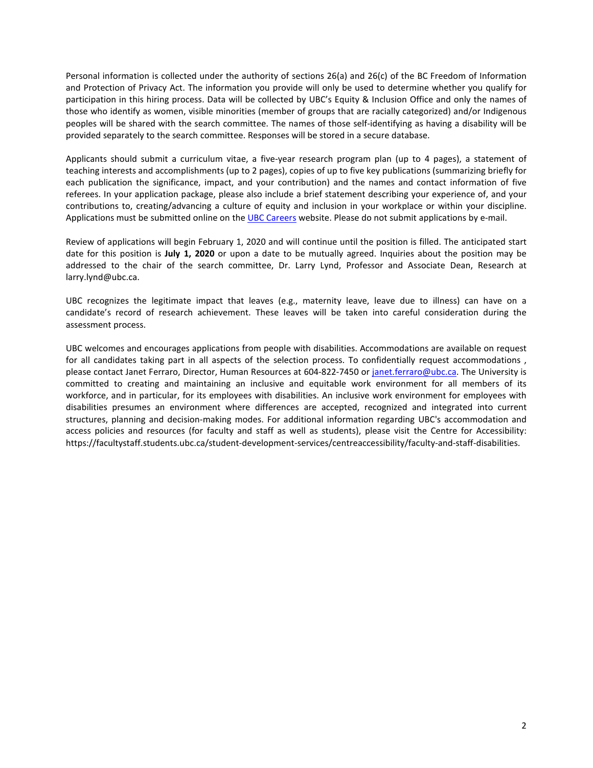Personal information is collected under the authority of sections 26(a) and 26(c) of the BC Freedom of Information and Protection of Privacy Act. The information you provide will only be used to determine whether you qualify for participation in this hiring process. Data will be collected by UBC's Equity & Inclusion Office and only the names of those who identify as women, visible minorities (member of groups that are racially categorized) and/or Indigenous peoples will be shared with the search committee. The names of those self-identifying as having a disability will be provided separately to the search committee. Responses will be stored in a secure database.

Applicants should submit a curriculum vitae, a five-year research program plan (up to 4 pages), a statement of teaching interests and accomplishments (up to 2 pages), copies of up to five key publications (summarizing briefly for each publication the significance, impact, and your contribution) and the names and contact information of five referees. In your application package, please also include a brief statement describing your experience of, and your contributions to, creating/advancing a culture of equity and inclusion in your workplace or within your discipline. Applications must be submitted online on the [UBC Careers]() website. Please do not submit applications by e-mail.

Review of applications will begin February 1, 2020 and will continue until the position is filled. The anticipated start date for this position is **July 1, 2020** or upon a date to be mutually agreed. Inquiries about the position may be addressed to the chair of the search committee, Dr. Larry Lynd, Professor and Associate Dean, Research at larry.lynd@ubc.ca.

UBC recognizes the legitimate impact that leaves (e.g., maternity leave, leave due to illness) can have on a candidate's record of research achievement. These leaves will be taken into careful consideration during the assessment process.

UBC welcomes and encourages applications from people with disabilities. Accommodations are available on request for all candidates taking part in all aspects of the selection process. To confidentially request accommodations , please contact Janet Ferraro, Director, Human Resources at 604-822-7450 or janet.ferraro@ubc.ca. The University is committed to creating and maintaining an inclusive and equitable work environment for all members of its workforce, and in particular, for its employees with disabilities. An inclusive work environment for employees with disabilities presumes an environment where differences are accepted, recognized and integrated into current structures, planning and decision-making modes. For additional information regarding UBC's accommodation and access policies and resources (for faculty and staff as well as students), please visit the Centre for Accessibility: https://facultystaff.students.ubc.ca/student-development-services/centreaccessibility/faculty-and-staff-disabilities.